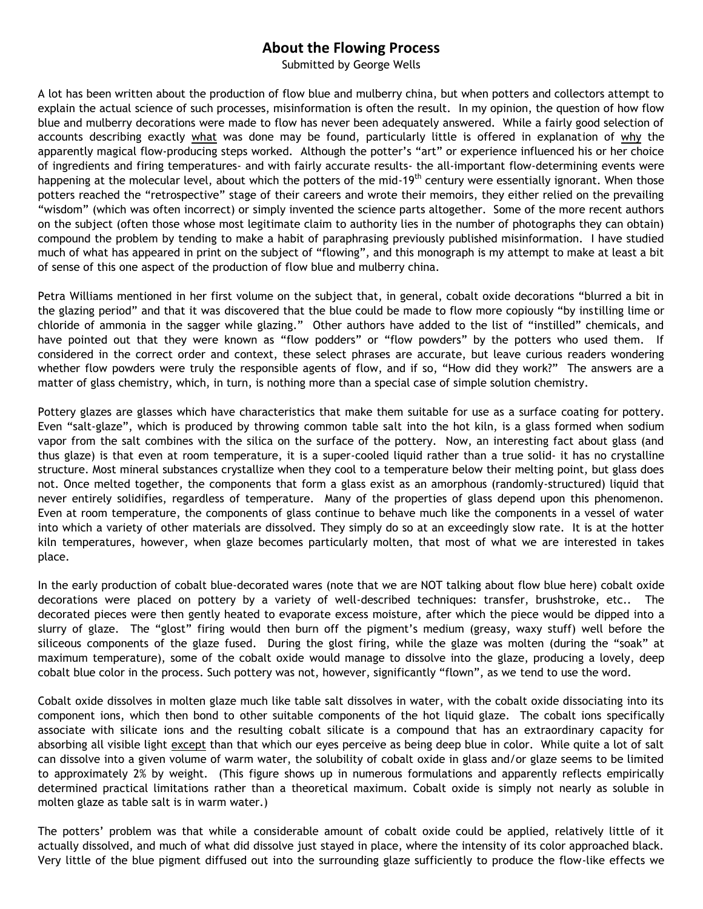# About the Flowing Process

Submitted by George Wells

A lot has been written about the production of flow blue and mulberry china, but when potters and collectors attempt to explain the actual science of such processes, misinformation is often the result. In my opinion, the question of how flow blue and mulberry decorations were made to flow has never been adequately answered. While a fairly good selection of accounts describing exactly <u>what</u> was done may be found, particularly little is offered in explanation of <u>why</u> the apparently magical flow-producing steps worked. Although the potter's "art" or experience influenced his or her choice of ingredients and firing temperatures- and with fairly accurate results- the all-important flow-determining events were happening at the molecular level, about which the potters of the mid-19th century were essentially ignorant. When those potters reached the "retrospective" stage of their careers and wrote their memoirs, they either relied on the prevailing "wisdom" (which was often incorrect) or simply invented the science parts altogether. Some of the more recent authors on the subject (often those whose most legitimate claim to authority lies in the number of photographs they can obtain) compound the problem by tending to make a habit of paraphrasing previously published misinformation. I have studied much of what has appeared in print on the subject of "flowing", and this monograph is my attempt to make at least a bit of sense of this one aspect of the production of flow blue and mulberry china.

Petra Williams mentioned in her first volume on the subject that, in general, cobalt oxide decorations "blurred a bit in the glazing period" and that it was discovered that the blue could be made to flow more copiously "by instilling lime or chloride of ammonia in the sagger while glazing." Other authors have added to the list of "instilled" chemicals, and have pointed out that they were known as "flow podders" or "flow powders" by the potters who used them. If considered in the correct order and context, these select phrases are accurate, but leave curious readers wondering whether flow powders were truly the responsible agents of flow, and if so, "How did they work?" The answers are a matter of glass chemistry, which, in turn, is nothing more than a special case of simple solution chemistry.

Pottery glazes are glasses which have characteristics that make them suitable for use as a surface coating for pottery. Even "salt-glaze", which is produced by throwing common table salt into the hot kiln, is a glass formed when sodium vapor from the salt combines with the silica on the surface of the pottery. Now, an interesting fact about glass (and thus glaze) is that even at room temperature, it is a super-cooled liquid rather than a true solid- it has no crystalline structure. Most mineral substances crystallize when they cool to a temperature below their melting point, but glass does not. Once melted together, the components that form a glass exist as an amorphous (randomly-structured) liquid that never entirely solidifies, regardless of temperature. Many of the properties of glass depend upon this phenomenon. Even at room temperature, the components of glass continue to behave much like the components in a vessel of water into which a variety of other materials are dissolved. They simply do so at an exceedingly slow rate. It is at the hotter kiln temperatures, however, when glaze becomes particularly molten, that most of what we are interested in takes place.

In the early production of cobalt blue-decorated wares (note that we are NOT talking about flow blue here) cobalt oxide decorations were placed on pottery by a variety of well-described techniques: transfer, brushstroke, etc.. The decorated pieces were then gently heated to evaporate excess moisture, after which the piece would be dipped into a slurry of glaze. The "glost" firing would then burn off the pigment's medium (greasy, waxy stuff) well before the siliceous components of the glaze fused. During the glost firing, while the glaze was molten (during the "soak" at maximum temperature), some of the cobalt oxide would manage to dissolve into the glaze, producing a lovely, deep cobalt blue color in the process. Such pottery was not, however, significantly "flown", as we tend to use the word.

Cobalt oxide dissolves in molten glaze much like table salt dissolves in water, with the cobalt oxide dissociating into its component ions, which then bond to other suitable components of the hot liquid glaze. The cobalt ions specifically associate with silicate ions and the resulting cobalt silicate is a compound that has an extraordinary capacity for absorbing all visible light <u>except</u> than that which our eyes perceive as being deep blue in color. While quite a lot of salt can dissolve into a given volume of warm water, the solubility of cobalt oxide in glass and/or glaze seems to be limited to approximately 2% by weight. (This figure shows up in numerous formulations and apparently reflects empirically determined practical limitations rather than a theoretical maximum. Cobalt oxide is simply not nearly as soluble in molten glaze as table salt is in warm water.)

The potters' problem was that while a considerable amount of cobalt oxide could be applied, relatively little of it actually dissolved, and much of what did dissolve just stayed in place, where the intensity of its color approached black. Very little of the blue pigment diffused out into the surrounding glaze sufficiently to produce the flow-like effects we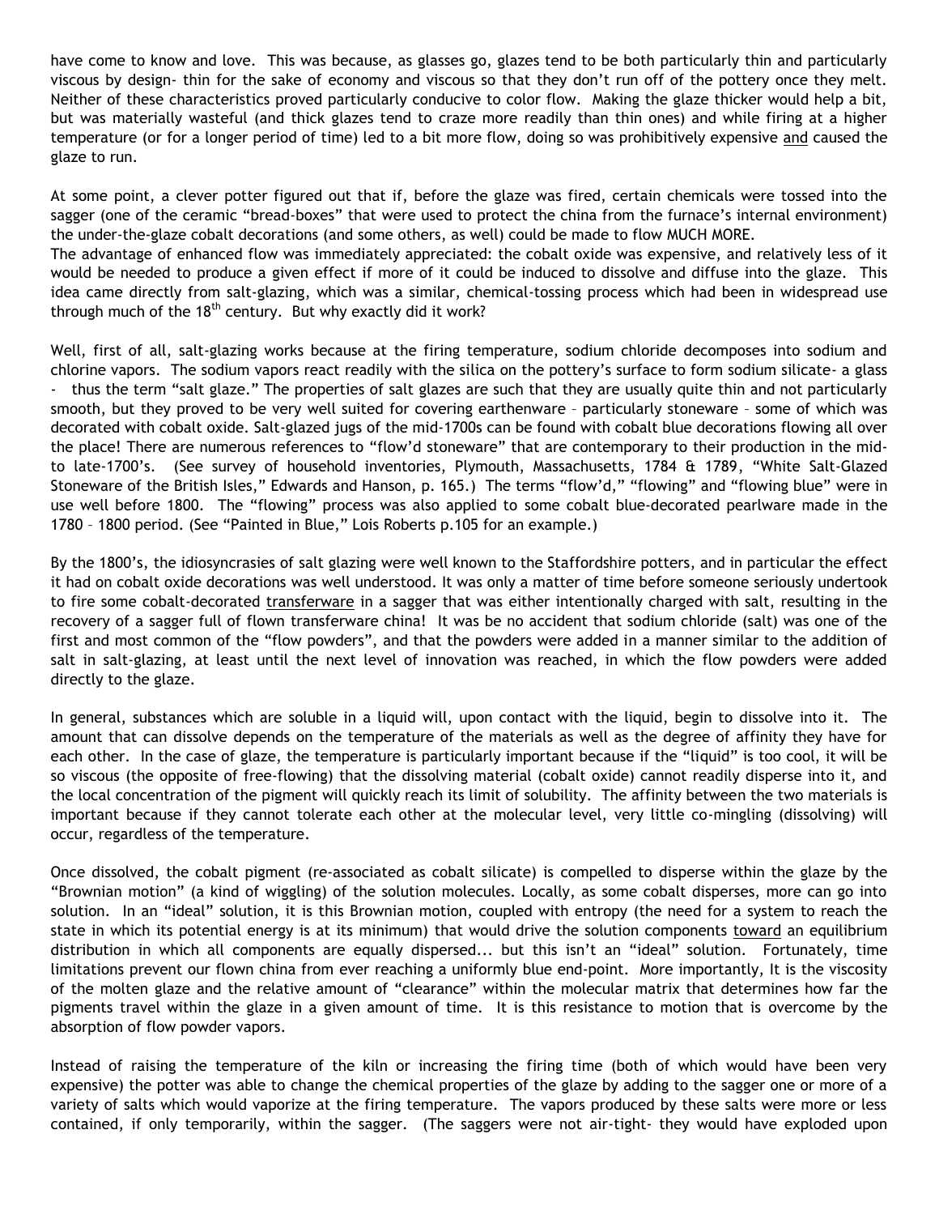have come to know and love. This was because, as glasses go, glazes tend to be both particularly thin and particularly viscous by design- thin for the sake of economy and viscous so that they don't run off of the pottery once they melt. Neither of these characteristics proved particularly conducive to color flow. Making the glaze thicker would help a bit, but was materially wasteful (and thick glazes tend to craze more readily than thin ones) and while firing at a higher temperature (or for a longer period of time) led to a bit more flow, doing so was prohibitively expensive and caused the glaze to run.

At some point, a clever potter figured out that if, before the glaze was fired, certain chemicals were tossed into the sagger (one of the ceramic "bread-boxes" that were used to protect the china from the furnace's internal environment) the under-the-glaze cobalt decorations (and some others, as well) could be made to flow MUCH MORE.
The advantage of enhanced flow was immediately appreciated: the cobalt oxide was expensive, and relatively less of it would be needed to produce a given effect if more of it could be induced to dissolve and diffuse into the glaze. This idea came directly from salt-glazing, which was a similar, chemical-tossing process which had been in widespread use through much of the 18th century. But why exactly did it work?

Well, first of all, salt-glazing works because at the firing temperature, sodium chloride decomposes into sodium and chlorine vapors. The sodium vapors react readily with the silica on the pottery's surface to form sodium silicate- a glass - thus the term "salt glaze." The properties of salt glazes are such that they are usually quite thin and not particularly smooth, but they proved to be very well suited for covering earthenware – particularly stoneware – some of which was decorated with cobalt oxide. Salt-glazed jugs of the mid-1700s can be found with cobalt blue decorations flowing all over the place! There are numerous references to "flow'd stoneware" that are contemporary to their production in the mid- to late-1700's. (See survey of household inventories, Plymouth, Massachusetts, 1784 & 1789, "White Salt-Glazed Stoneware of the British Isles," Edwards and Hanson, p. 165.) The terms "flow'd," "flowing" and "flowing blue" were in use well before 1800. The "flowing" process was also applied to some cobalt blue-decorated pearlware made in the 1780 – 1800 period. (See "Painted in Blue," Lois Roberts p.105 for an example.)

By the 1800's, the idiosyncrasies of salt glazing were well known to the Staffordshire potters, and in particular the effect it had on cobalt oxide decorations was well understood. It was only a matter of time before someone seriously undertook to fire some cobalt-decorated transferware in a sagger that was either intentionally charged with salt, resulting in the recovery of a sagger full of flown transferware china! It was be no accident that sodium chloride (salt) was one of the first and most common of the "flow powders", and that the powders were added in a manner similar to the addition of salt in salt-glazing, at least until the next level of innovation was reached, in which the flow powders were added directly to the glaze.

In general, substances which are soluble in a liquid will, upon contact with the liquid, begin to dissolve into it. The amount that can dissolve depends on the temperature of the materials as well as the degree of affinity they have for each other. In the case of glaze, the temperature is particularly important because if the "liquid" is too cool, it will be so viscous (the opposite of free-flowing) that the dissolving material (cobalt oxide) cannot readily disperse into it, and the local concentration of the pigment will quickly reach its limit of solubility. The affinity between the two materials is important because if they cannot tolerate each other at the molecular level, very little co-mingling (dissolving) will occur, regardless of the temperature.

Once dissolved, the cobalt pigment (re-associated as cobalt silicate) is compelled to disperse within the glaze by the "Brownian motion" (a kind of wiggling) of the solution molecules. Locally, as some cobalt disperses, more can go into solution. In an "ideal" solution, it is this Brownian motion, coupled with entropy (the need for a system to reach the state in which its potential energy is at its minimum) that would drive the solution components toward an equilibrium distribution in which all components are equally dispersed... but this isn't an "ideal" solution. Fortunately, time limitations prevent our flown china from ever reaching a uniformly blue end-point. More importantly, It is the viscosity of the molten glaze and the relative amount of "clearance" within the molecular matrix that determines how far the pigments travel within the glaze in a given amount of time. It is this resistance to motion that is overcome by the absorption of flow powder vapors.

Instead of raising the temperature of the kiln or increasing the firing time (both of which would have been very expensive) the potter was able to change the chemical properties of the glaze by adding to the sagger one or more of a variety of salts which would vaporize at the firing temperature. The vapors produced by these salts were more or less contained, if only temporarily, within the sagger. (The saggers were not air-tight- they would have exploded upon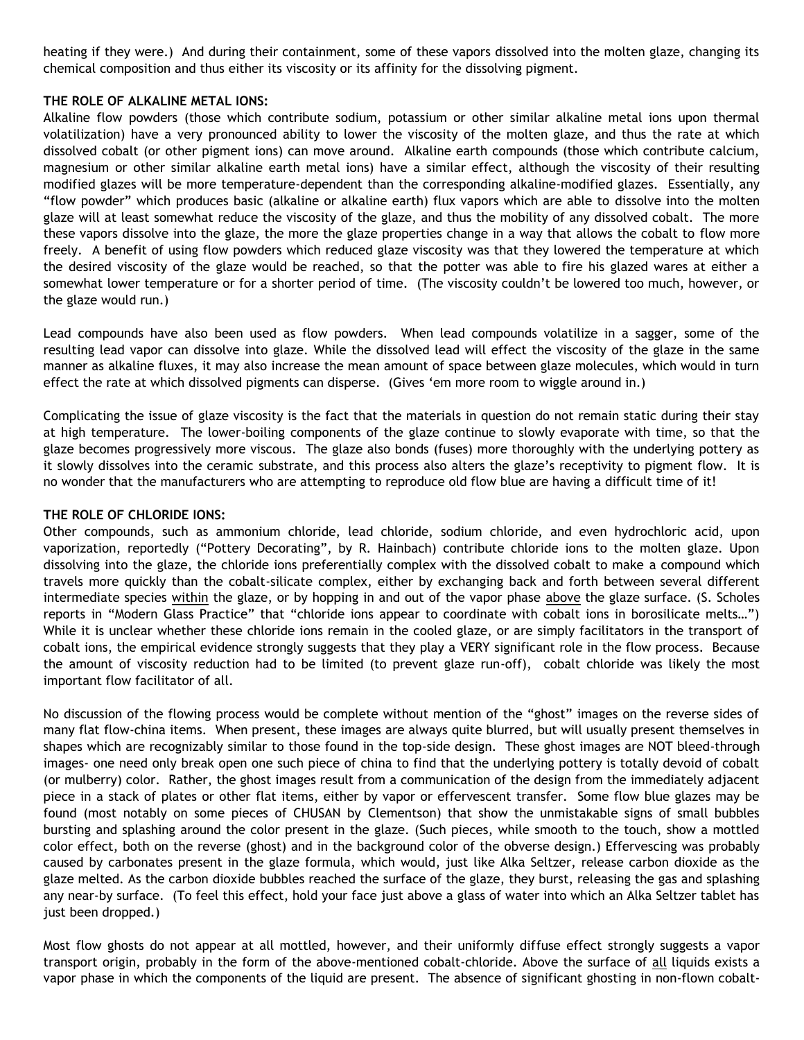heating if they were.) And during their containment, some of these vapors dissolved into the molten glaze, changing its chemical composition and thus either its viscosity or its affinity for the dissolving pigment.

**THE ROLE OF ALKALINE METAL IONS:**

Alkaline flow powders (those which contribute sodium, potassium or other similar alkaline metal ions upon thermal volatilization) have a very pronounced ability to lower the viscosity of the molten glaze, and thus the rate at which dissolved cobalt (or other pigment ions) can move around. Alkaline earth compounds (those which contribute calcium, magnesium or other similar alkaline earth metal ions) have a similar effect, although the viscosity of their resulting modified glazes will be more temperature-dependent than the corresponding alkaline-modified glazes. Essentially, any "flow powder" which produces basic (alkaline or alkaline earth) flux vapors which are able to dissolve into the molten glaze will at least somewhat reduce the viscosity of the glaze, and thus the mobility of any dissolved cobalt. The more these vapors dissolve into the glaze, the more the glaze properties change in a way that allows the cobalt to flow more freely. A benefit of using flow powders which reduced glaze viscosity was that they lowered the temperature at which the desired viscosity of the glaze would be reached, so that the potter was able to fire his glazed wares at either a somewhat lower temperature or for a shorter period of time. (The viscosity couldn't be lowered too much, however, or the glaze would run.)

Lead compounds have also been used as flow powders. When lead compounds volatilize in a sagger, some of the resulting lead vapor can dissolve into glaze. While the dissolved lead will effect the viscosity of the glaze in the same manner as alkaline fluxes, it may also increase the mean amount of space between glaze molecules, which would in turn effect the rate at which dissolved pigments can disperse. (Gives 'em more room to wiggle around in.)

Complicating the issue of glaze viscosity is the fact that the materials in question do not remain static during their stay at high temperature. The lower-boiling components of the glaze continue to slowly evaporate with time, so that the glaze becomes progressively more viscous. The glaze also bonds (fuses) more thoroughly with the underlying pottery as it slowly dissolves into the ceramic substrate, and this process also alters the glaze's receptivity to pigment flow. It is no wonder that the manufacturers who are attempting to reproduce old flow blue are having a difficult time of it!

**THE ROLE OF CHLORIDE IONS:**

Other compounds, such as ammonium chloride, lead chloride, sodium chloride, and even hydrochloric acid, upon vaporization, reportedly ("Pottery Decorating", by R. Hainbach) contribute chloride ions to the molten glaze. Upon dissolving into the glaze, the chloride ions preferentially complex with the dissolved cobalt to make a compound which travels more quickly than the cobalt-silicate complex, either by exchanging back and forth between several different intermediate species <u>within</u> the glaze, or by hopping in and out of the vapor phase <u>above</u> the glaze surface. (S. Scholes reports in "Modern Glass Practice" that "chloride ions appear to coordinate with cobalt ions in borosilicate melts…") While it is unclear whether these chloride ions remain in the cooled glaze, or are simply facilitators in the transport of cobalt ions, the empirical evidence strongly suggests that they play a VERY significant role in the flow process. Because the amount of viscosity reduction had to be limited (to prevent glaze run-off), cobalt chloride was likely the most important flow facilitator of all.

No discussion of the flowing process would be complete without mention of the "ghost" images on the reverse sides of many flat flow-china items. When present, these images are always quite blurred, but will usually present themselves in shapes which are recognizably similar to those found in the top-side design. These ghost images are NOT bleed-through images- one need only break open one such piece of china to find that the underlying pottery is totally devoid of cobalt (or mulberry) color. Rather, the ghost images result from a communication of the design from the immediately adjacent piece in a stack of plates or other flat items, either by vapor or effervescent transfer. Some flow blue glazes may be found (most notably on some pieces of CHUSAN by Clementson) that show the unmistakable signs of small bubbles bursting and splashing around the color present in the glaze. (Such pieces, while smooth to the touch, show a mottled color effect, both on the reverse (ghost) and in the background color of the obverse design.) Effervescing was probably caused by carbonates present in the glaze formula, which would, just like Alka Seltzer, release carbon dioxide as the glaze melted. As the carbon dioxide bubbles reached the surface of the glaze, they burst, releasing the gas and splashing any near-by surface. (To feel this effect, hold your face just above a glass of water into which an Alka Seltzer tablet has just been dropped.)

Most flow ghosts do not appear at all mottled, however, and their uniformly diffuse effect strongly suggests a vapor transport origin, probably in the form of the above-mentioned cobalt-chloride. Above the surface of <u>all</u> liquids exists a vapor phase in which the components of the liquid are present. The absence of significant ghosting in non-flown cobalt-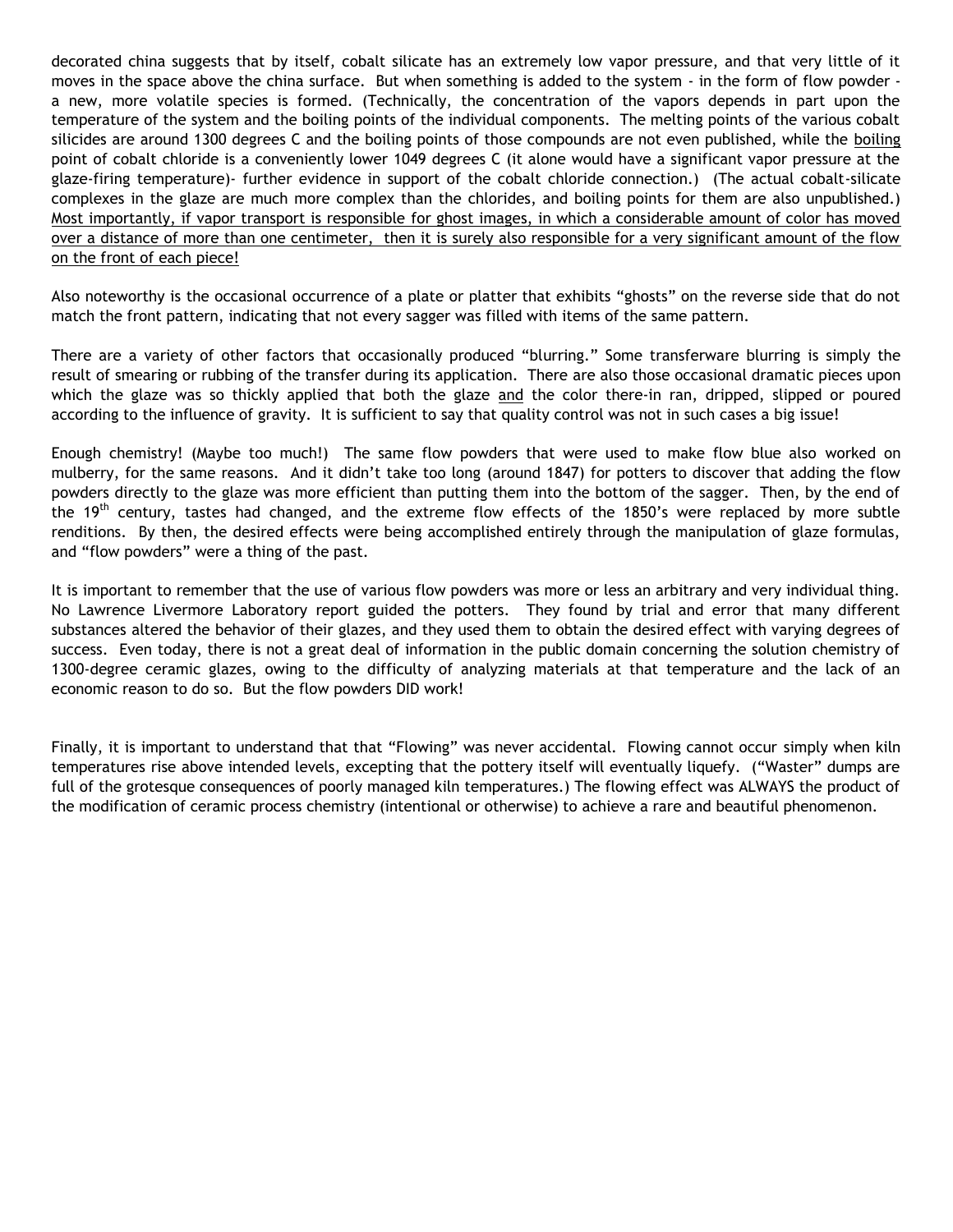decorated china suggests that by itself, cobalt silicate has an extremely low vapor pressure, and that very little of it moves in the space above the china surface. But when something is added to the system - in the form of flow powder - a new, more volatile species is formed. (Technically, the concentration of the vapors depends in part upon the temperature of the system and the boiling points of the individual components. The melting points of the various cobalt silicides are around 1300 degrees C and the boiling points of those compounds are not even published, while the <u>boiling</u> point of cobalt chloride is a conveniently lower 1049 degrees C (it alone would have a significant vapor pressure at the glaze-firing temperature)- further evidence in support of the cobalt chloride connection.) (The actual cobalt-silicate complexes in the glaze are much more complex than the chlorides, and boiling points for them are also unpublished.) <u>Most importantly, if vapor transport is responsible for ghost images, in which a considerable amount of color has moved over a distance of more than one centimeter, then it is surely also responsible for a very significant amount of the flow on the front of each piece!</u>

Also noteworthy is the occasional occurrence of a plate or platter that exhibits "ghosts" on the reverse side that do not match the front pattern, indicating that not every sagger was filled with items of the same pattern.

There are a variety of other factors that occasionally produced "blurring." Some transferware blurring is simply the result of smearing or rubbing of the transfer during its application. There are also those occasional dramatic pieces upon which the glaze was so thickly applied that both the glaze <u>and</u> the color there-in ran, dripped, slipped or poured according to the influence of gravity. It is sufficient to say that quality control was not in such cases a big issue!

Enough chemistry! (Maybe too much!) The same flow powders that were used to make flow blue also worked on mulberry, for the same reasons. And it didn't take too long (around 1847) for potters to discover that adding the flow powders directly to the glaze was more efficient than putting them into the bottom of the sagger. Then, by the end of the 19th century, tastes had changed, and the extreme flow effects of the 1850's were replaced by more subtle renditions. By then, the desired effects were being accomplished entirely through the manipulation of glaze formulas, and "flow powders" were a thing of the past.

It is important to remember that the use of various flow powders was more or less an arbitrary and very individual thing. No Lawrence Livermore Laboratory report guided the potters. They found by trial and error that many different substances altered the behavior of their glazes, and they used them to obtain the desired effect with varying degrees of success. Even today, there is not a great deal of information in the public domain concerning the solution chemistry of 1300-degree ceramic glazes, owing to the difficulty of analyzing materials at that temperature and the lack of an economic reason to do so. But the flow powders DID work!

Finally, it is important to understand that that "Flowing" was never accidental. Flowing cannot occur simply when kiln temperatures rise above intended levels, excepting that the pottery itself will eventually liquefy. ("Waster" dumps are full of the grotesque consequences of poorly managed kiln temperatures.) The flowing effect was ALWAYS the product of the modification of ceramic process chemistry (intentional or otherwise) to achieve a rare and beautiful phenomenon.